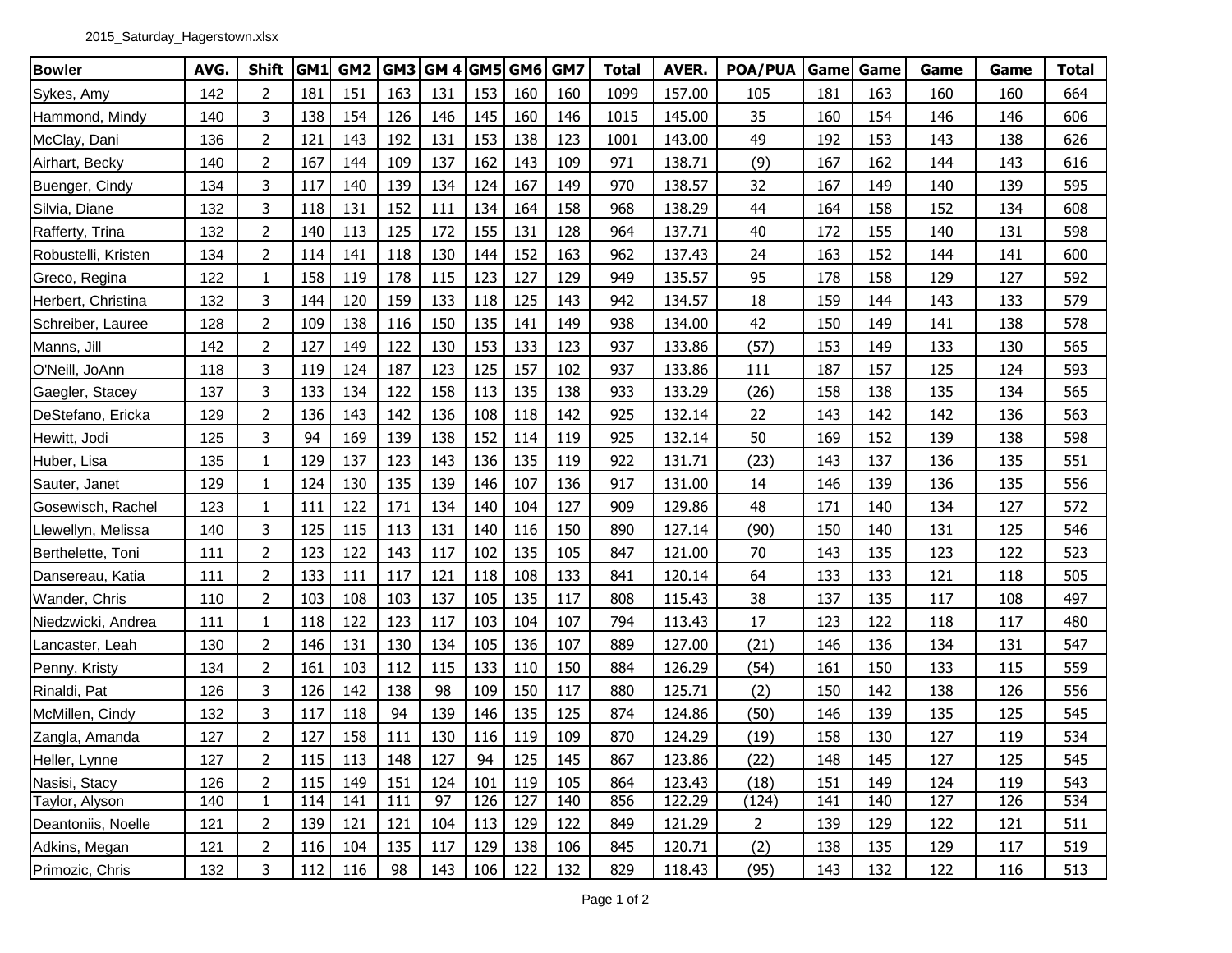2015_Saturday_Hagerstown.xlsx

| Bowler | AVG. | Shift | GM1 | GM2 | GM3 | GM 4 | GM5 | GM6 | GM7 | Total | AVER. | POA/PUA | Game | Game | Game | Game | Total |
|---|---|---|---|---|---|---|---|---|---|---|---|---|---|---|---|---|---|
| Sykes, Amy | 142 | 2 | 181 | 151 | 163 | 131 | 153 | 160 | 160 | 1099 | 157.00 | 105 | 181 | 163 | 160 | 160 | 664 |
| Hammond, Mindy | 140 | 3 | 138 | 154 | 126 | 146 | 145 | 160 | 146 | 1015 | 145.00 | 35 | 160 | 154 | 146 | 146 | 606 |
| McClay, Dani | 136 | 2 | 121 | 143 | 192 | 131 | 153 | 138 | 123 | 1001 | 143.00 | 49 | 192 | 153 | 143 | 138 | 626 |
| Airhart, Becky | 140 | 2 | 167 | 144 | 109 | 137 | 162 | 143 | 109 | 971 | 138.71 | (9) | 167 | 162 | 144 | 143 | 616 |
| Buenger, Cindy | 134 | 3 | 117 | 140 | 139 | 134 | 124 | 167 | 149 | 970 | 138.57 | 32 | 167 | 149 | 140 | 139 | 595 |
| Silvia, Diane | 132 | 3 | 118 | 131 | 152 | 111 | 134 | 164 | 158 | 968 | 138.29 | 44 | 164 | 158 | 152 | 134 | 608 |
| Rafferty, Trina | 132 | 2 | 140 | 113 | 125 | 172 | 155 | 131 | 128 | 964 | 137.71 | 40 | 172 | 155 | 140 | 131 | 598 |
| Robustelli, Kristen | 134 | 2 | 114 | 141 | 118 | 130 | 144 | 152 | 163 | 962 | 137.43 | 24 | 163 | 152 | 144 | 141 | 600 |
| Greco, Regina | 122 | 1 | 158 | 119 | 178 | 115 | 123 | 127 | 129 | 949 | 135.57 | 95 | 178 | 158 | 129 | 127 | 592 |
| Herbert, Christina | 132 | 3 | 144 | 120 | 159 | 133 | 118 | 125 | 143 | 942 | 134.57 | 18 | 159 | 144 | 143 | 133 | 579 |
| Schreiber, Lauree | 128 | 2 | 109 | 138 | 116 | 150 | 135 | 141 | 149 | 938 | 134.00 | 42 | 150 | 149 | 141 | 138 | 578 |
| Manns, Jill | 142 | 2 | 127 | 149 | 122 | 130 | 153 | 133 | 123 | 937 | 133.86 | (57) | 153 | 149 | 133 | 130 | 565 |
| O'Neill, JoAnn | 118 | 3 | 119 | 124 | 187 | 123 | 125 | 157 | 102 | 937 | 133.86 | 111 | 187 | 157 | 125 | 124 | 593 |
| Gaegler, Stacey | 137 | 3 | 133 | 134 | 122 | 158 | 113 | 135 | 138 | 933 | 133.29 | (26) | 158 | 138 | 135 | 134 | 565 |
| DeStefano, Ericka | 129 | 2 | 136 | 143 | 142 | 136 | 108 | 118 | 142 | 925 | 132.14 | 22 | 143 | 142 | 142 | 136 | 563 |
| Hewitt, Jodi | 125 | 3 | 94 | 169 | 139 | 138 | 152 | 114 | 119 | 925 | 132.14 | 50 | 169 | 152 | 139 | 138 | 598 |
| Huber, Lisa | 135 | 1 | 129 | 137 | 123 | 143 | 136 | 135 | 119 | 922 | 131.71 | (23) | 143 | 137 | 136 | 135 | 551 |
| Sauter, Janet | 129 | 1 | 124 | 130 | 135 | 139 | 146 | 107 | 136 | 917 | 131.00 | 14 | 146 | 139 | 136 | 135 | 556 |
| Gosewisch, Rachel | 123 | 1 | 111 | 122 | 171 | 134 | 140 | 104 | 127 | 909 | 129.86 | 48 | 171 | 140 | 134 | 127 | 572 |
| Llewellyn, Melissa | 140 | 3 | 125 | 115 | 113 | 131 | 140 | 116 | 150 | 890 | 127.14 | (90) | 150 | 140 | 131 | 125 | 546 |
| Berthelette, Toni | 111 | 2 | 123 | 122 | 143 | 117 | 102 | 135 | 105 | 847 | 121.00 | 70 | 143 | 135 | 123 | 122 | 523 |
| Dansereau, Katia | 111 | 2 | 133 | 111 | 117 | 121 | 118 | 108 | 133 | 841 | 120.14 | 64 | 133 | 133 | 121 | 118 | 505 |
| Wander, Chris | 110 | 2 | 103 | 108 | 103 | 137 | 105 | 135 | 117 | 808 | 115.43 | 38 | 137 | 135 | 117 | 108 | 497 |
| Niedzwicki, Andrea | 111 | 1 | 118 | 122 | 123 | 117 | 103 | 104 | 107 | 794 | 113.43 | 17 | 123 | 122 | 118 | 117 | 480 |
| Lancaster, Leah | 130 | 2 | 146 | 131 | 130 | 134 | 105 | 136 | 107 | 889 | 127.00 | (21) | 146 | 136 | 134 | 131 | 547 |
| Penny, Kristy | 134 | 2 | 161 | 103 | 112 | 115 | 133 | 110 | 150 | 884 | 126.29 | (54) | 161 | 150 | 133 | 115 | 559 |
| Rinaldi, Pat | 126 | 3 | 126 | 142 | 138 | 98 | 109 | 150 | 117 | 880 | 125.71 | (2) | 150 | 142 | 138 | 126 | 556 |
| McMillen, Cindy | 132 | 3 | 117 | 118 | 94 | 139 | 146 | 135 | 125 | 874 | 124.86 | (50) | 146 | 139 | 135 | 125 | 545 |
| Zangla, Amanda | 127 | 2 | 127 | 158 | 111 | 130 | 116 | 119 | 109 | 870 | 124.29 | (19) | 158 | 130 | 127 | 119 | 534 |
| Heller, Lynne | 127 | 2 | 115 | 113 | 148 | 127 | 94 | 125 | 145 | 867 | 123.86 | (22) | 148 | 145 | 127 | 125 | 545 |
| Nasisi, Stacy | 126 | 2 | 115 | 149 | 151 | 124 | 101 | 119 | 105 | 864 | 123.43 | (18) | 151 | 149 | 124 | 119 | 543 |
| Taylor, Alyson | 140 | 1 | 114 | 141 | 111 | 97 | 126 | 127 | 140 | 856 | 122.29 | (124) | 141 | 140 | 127 | 126 | 534 |
| Deantoniis, Noelle | 121 | 2 | 139 | 121 | 121 | 104 | 113 | 129 | 122 | 849 | 121.29 | 2 | 139 | 129 | 122 | 121 | 511 |
| Adkins, Megan | 121 | 2 | 116 | 104 | 135 | 117 | 129 | 138 | 106 | 845 | 120.71 | (2) | 138 | 135 | 129 | 117 | 519 |
| Primozic, Chris | 132 | 3 | 112 | 116 | 98 | 143 | 106 | 122 | 132 | 829 | 118.43 | (95) | 143 | 132 | 122 | 116 | 513 |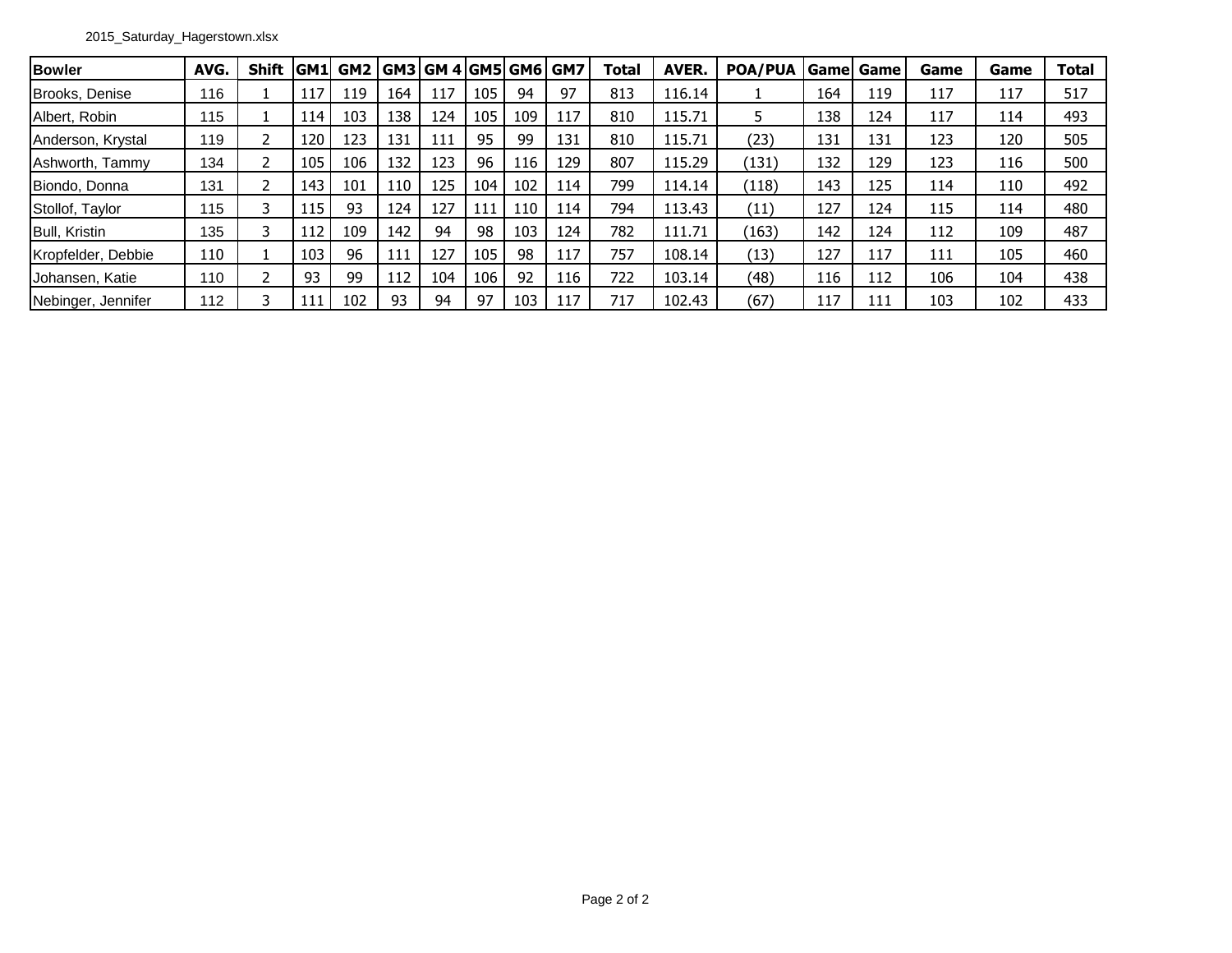2015_Saturday_Hagerstown.xlsx

| Bowler | AVG. | Shift | GM1 | GM2 | GM3 | GM 4 | GM5 | GM6 | GM7 | Total | AVER. | POA/PUA | Game | Game | Game | Game | Total |
|---|---|---|---|---|---|---|---|---|---|---|---|---|---|---|---|---|---|
| Brooks, Denise | 116 | 1 | 117 | 119 | 164 | 117 | 105 | 94 | 97 | 813 | 116.14 | 1 | 164 | 119 | 117 | 117 | 517 |
| Albert, Robin | 115 | 1 | 114 | 103 | 138 | 124 | 105 | 109 | 117 | 810 | 115.71 | 5 | 138 | 124 | 117 | 114 | 493 |
| Anderson, Krystal | 119 | 2 | 120 | 123 | 131 | 111 | 95 | 99 | 131 | 810 | 115.71 | (23) | 131 | 131 | 123 | 120 | 505 |
| Ashworth, Tammy | 134 | 2 | 105 | 106 | 132 | 123 | 96 | 116 | 129 | 807 | 115.29 | (131) | 132 | 129 | 123 | 116 | 500 |
| Biondo, Donna | 131 | 2 | 143 | 101 | 110 | 125 | 104 | 102 | 114 | 799 | 114.14 | (118) | 143 | 125 | 114 | 110 | 492 |
| Stollof, Taylor | 115 | 3 | 115 | 93 | 124 | 127 | 111 | 110 | 114 | 794 | 113.43 | (11) | 127 | 124 | 115 | 114 | 480 |
| Bull, Kristin | 135 | 3 | 112 | 109 | 142 | 94 | 98 | 103 | 124 | 782 | 111.71 | (163) | 142 | 124 | 112 | 109 | 487 |
| Kropfelder, Debbie | 110 | 1 | 103 | 96 | 111 | 127 | 105 | 98 | 117 | 757 | 108.14 | (13) | 127 | 117 | 111 | 105 | 460 |
| Johansen, Katie | 110 | 2 | 93 | 99 | 112 | 104 | 106 | 92 | 116 | 722 | 103.14 | (48) | 116 | 112 | 106 | 104 | 438 |
| Nebinger, Jennifer | 112 | 3 | 111 | 102 | 93 | 94 | 97 | 103 | 117 | 717 | 102.43 | (67) | 117 | 111 | 103 | 102 | 433 |